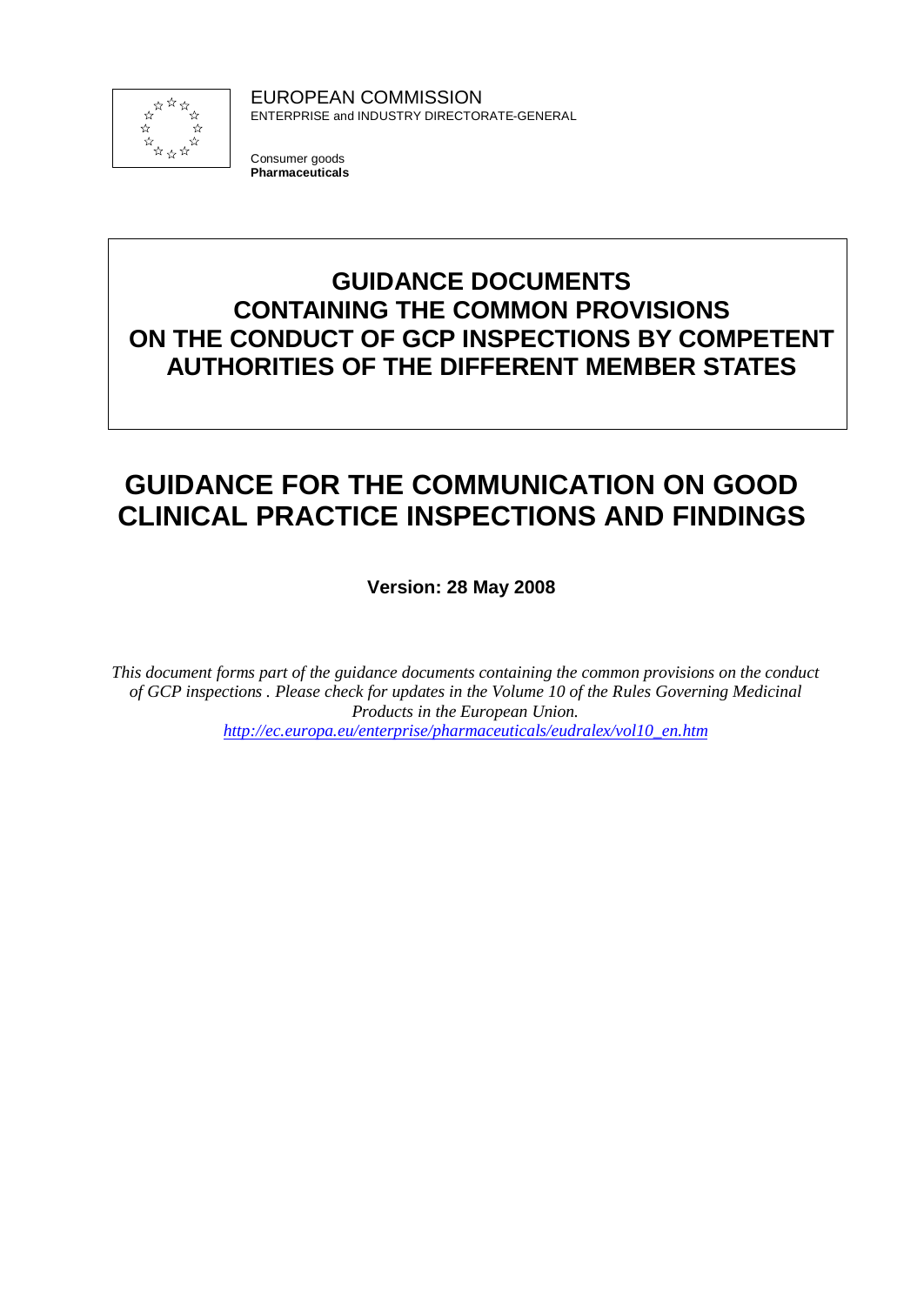EUROPEAN COMMISSION
ENTERPRISE and INDUSTRY DIRECTORATE-GENERAL

Consumer goods
**Pharmaceuticals**

# GUIDANCE DOCUMENTS CONTAINING THE COMMON PROVISIONS ON THE CONDUCT OF GCP INSPECTIONS BY COMPETENT AUTHORITIES OF THE DIFFERENT MEMBER STATES

# GUIDANCE FOR THE COMMUNICATION ON GOOD CLINICAL PRACTICE INSPECTIONS AND FINDINGS

**Version: 28 May 2008**

*This document forms part of the guidance documents containing the common provisions on the conduct of GCP inspections . Please check for updates in the Volume 10 of the Rules Governing Medicinal Products in the European Union.*
*http://ec.europa.eu/enterprise/pharmaceuticals/eudralex/vol10_en.htm*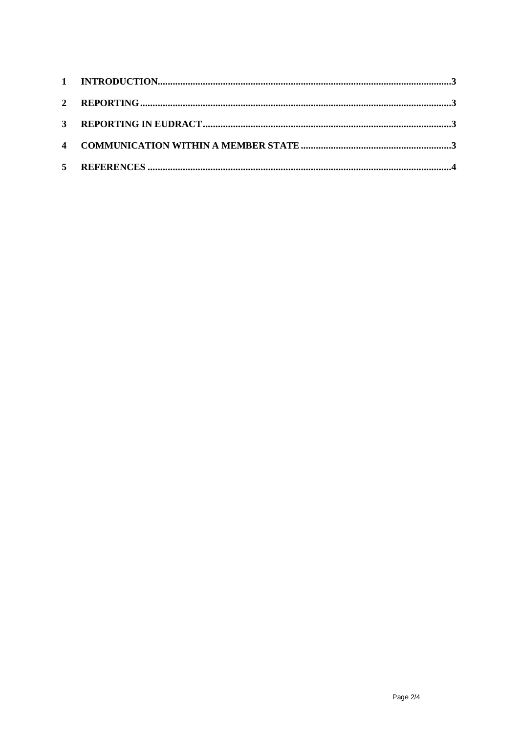1 INTRODUCTION....................................................................................................................3

2 REPORTING...........................................................................................................................3

3 REPORTING IN EUDRACT..................................................................................................3

4 COMMUNICATION WITHIN A MEMBER STATE ............................................................3

5 REFERENCES .........................................................................................................................4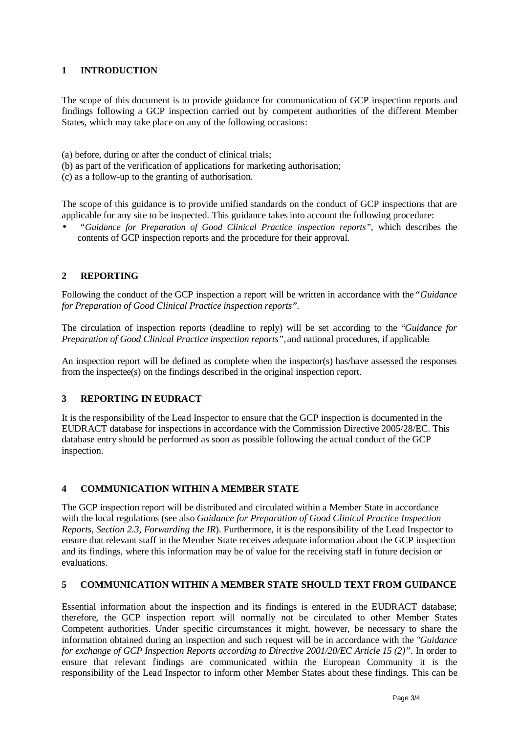## 1 INTRODUCTION

The scope of this document is to provide guidance for communication of GCP inspection reports and findings following a GCP inspection carried out by competent authorities of the different Member States, which may take place on any of the following occasions:

(a) before, during or after the conduct of clinical trials;
(b) as part of the verification of applications for marketing authorisation;
(c) as a follow-up to the granting of authorisation.

The scope of this guidance is to provide unified standards on the conduct of GCP inspections that are applicable for any site to be inspected. This guidance takes into account the following procedure:

- *"Guidance for Preparation of Good Clinical Practice inspection reports",* which describes the contents of GCP inspection reports and the procedure for their approval.

## 2 REPORTING

Following the conduct of the GCP inspection a report will be written in accordance with the "*Guidance for Preparation of Good Clinical Practice inspection reports"*.

The circulation of inspection reports (deadline to reply) will be set according to the "*Guidance for Preparation of Good Clinical Practice inspection reports",* and national procedures, if applicable.

An inspection report will be defined as complete when the inspector(s) has/have assessed the responses from the inspectee(s) on the findings described in the original inspection report.

## 3 REPORTING IN EUDRACT

It is the responsibility of the Lead Inspector to ensure that the GCP inspection is documented in the EUDRACT database for inspections in accordance with the Commission Directive 2005/28/EC. This database entry should be performed as soon as possible following the actual conduct of the GCP inspection.

## 4 COMMUNICATION WITHIN A MEMBER STATE

The GCP inspection report will be distributed and circulated within a Member State in accordance with the local regulations (see also *Guidance for Preparation of Good Clinical Practice Inspection Reports, Section 2.3, Forwarding the IR*). Furthermore, it is the responsibility of the Lead Inspector to ensure that relevant staff in the Member State receives adequate information about the GCP inspection and its findings, where this information may be of value for the receiving staff in future decision or evaluations.

## 5 COMMUNICATION WITHIN A MEMBER STATE SHOULD TEXT FROM GUIDANCE

Essential information about the inspection and its findings is entered in the EUDRACT database; therefore, the GCP inspection report will normally not be circulated to other Member States Competent authorities. Under specific circumstances it might, however, be necessary to share the information obtained during an inspection and such request will be in accordance with the "*Guidance for exchange of GCP Inspection Reports according to Directive 2001/20/EC Article 15 (2)"*. In order to ensure that relevant findings are communicated within the European Community it is the responsibility of the Lead Inspector to inform other Member States about these findings. This can be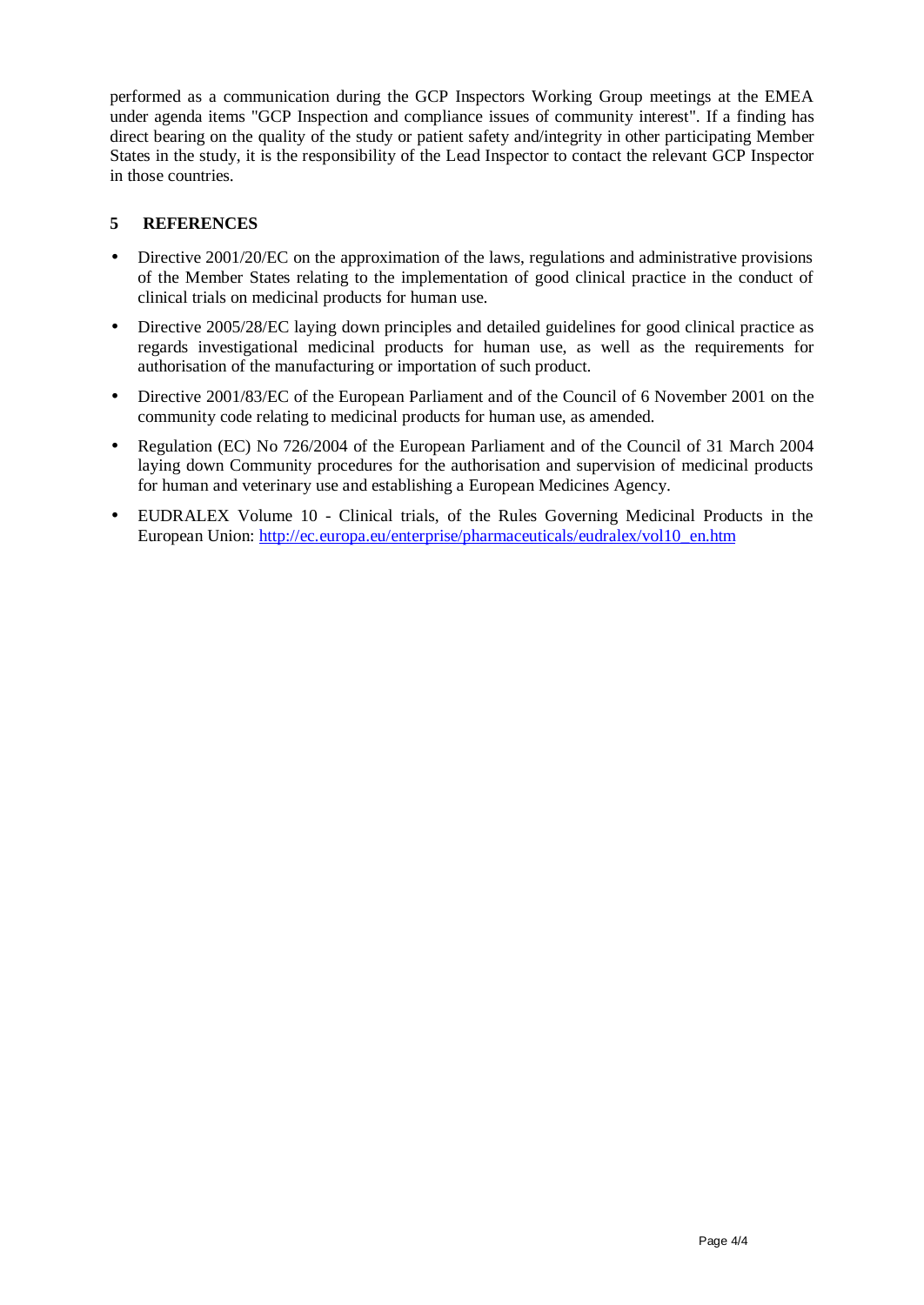performed as a communication during the GCP Inspectors Working Group meetings at the EMEA under agenda items "GCP Inspection and compliance issues of community interest". If a finding has direct bearing on the quality of the study or patient safety and/integrity in other participating Member States in the study, it is the responsibility of the Lead Inspector to contact the relevant GCP Inspector in those countries.

## 5 REFERENCES

- Directive 2001/20/EC on the approximation of the laws, regulations and administrative provisions of the Member States relating to the implementation of good clinical practice in the conduct of clinical trials on medicinal products for human use.
- Directive 2005/28/EC laying down principles and detailed guidelines for good clinical practice as regards investigational medicinal products for human use, as well as the requirements for authorisation of the manufacturing or importation of such product.
- Directive 2001/83/EC of the European Parliament and of the Council of 6 November 2001 on the community code relating to medicinal products for human use, as amended.
- Regulation (EC) No 726/2004 of the European Parliament and of the Council of 31 March 2004 laying down Community procedures for the authorisation and supervision of medicinal products for human and veterinary use and establishing a European Medicines Agency.
- EUDRALEX Volume 10 - Clinical trials, of the Rules Governing Medicinal Products in the European Union: http://ec.europa.eu/enterprise/pharmaceuticals/eudralex/vol10_en.htm